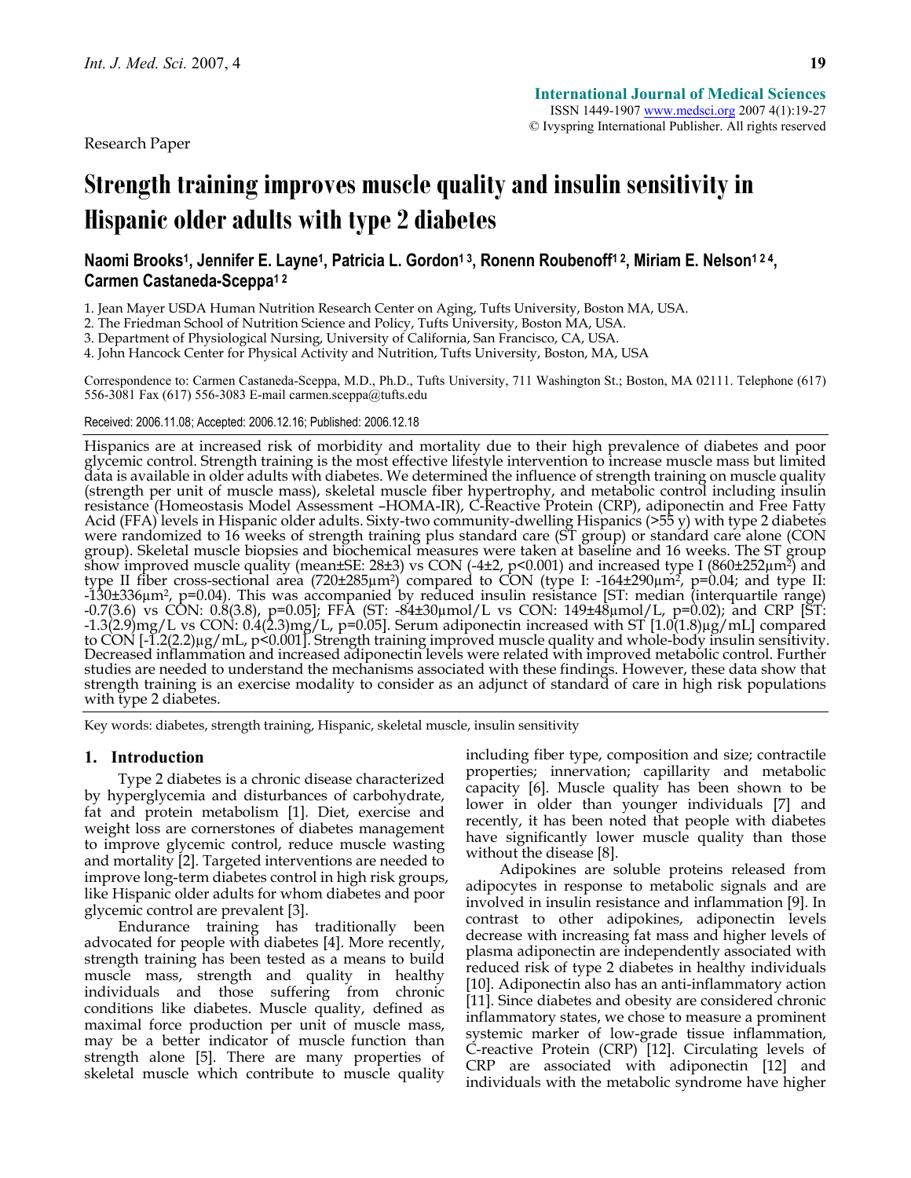Research Paper

# Strength training improves muscle quality and insulin sensitivity in Hispanic older adults with type 2 diabetes

**Naomi Brooks[1], Jennifer E. Layne[1], Patricia L. Gordon[1,3], Ronenn Roubenoff[1,2], Miriam E. Nelson[1,2,4], Carmen Castaneda-Sceppa[1,2]**

1. Jean Mayer USDA Human Nutrition Research Center on Aging, Tufts University, Boston MA, USA.
2. The Friedman School of Nutrition Science and Policy, Tufts University, Boston MA, USA.
3. Department of Physiological Nursing, University of California, San Francisco, CA, USA.
4. John Hancock Center for Physical Activity and Nutrition, Tufts University, Boston, MA, USA

Correspondence to: Carmen Castaneda-Sceppa, M.D., Ph.D., Tufts University, 711 Washington St.; Boston, MA 02111. Telephone (617) 556-3081 Fax (617) 556-3083 E-mail carmen.sceppa@tufts.edu

Received: 2006.11.08; Accepted: 2006.12.16; Published: 2006.12.18

Hispanics are at increased risk of morbidity and mortality due to their high prevalence of diabetes and poor glycemic control. Strength training is the most effective lifestyle intervention to increase muscle mass but limited data is available in older adults with diabetes. We determined the influence of strength training on muscle quality (strength per unit of muscle mass), skeletal muscle fiber hypertrophy, and metabolic control including insulin resistance (Homeostasis Model Assessment –HOMA-IR), C-Reactive Protein (CRP), adiponectin and Free Fatty Acid (FFA) levels in Hispanic older adults. Sixty-two community-dwelling Hispanics (>55 y) with type 2 diabetes were randomized to 16 weeks of strength training plus standard care (ST group) or standard care alone (CON group). Skeletal muscle biopsies and biochemical measures were taken at baseline and 16 weeks. The ST group show improved muscle quality (mean±SE: 28±3) vs CON (-4±2, $p<0.001$) and increased type I (860±252μm$^2$) and type II fiber cross-sectional area (720±285μm$^2$) compared to CON (type I: -164±290μm$^2$, $p=0.04$; and type II: -130±336μm$^2$, $p=0.04$). This was accompanied by reduced insulin resistance [ST: median (interquartile range) -0.7(3.6) vs CON: 0.8(3.8), $p=0.05$]; FFA (ST: -84±30μmol/L vs CON: 149±48μmol/L, $p=0.02$); and CRP [ST: -1.3(2.9)mg/L vs CON: 0.4(2.3)mg/L, $p=0.05$]. Serum adiponectin increased with ST [1.0(1.8)μg/mL] compared to CON [-1.2(2.2)μg/mL, $p<0.001$]. Strength training improved muscle quality and whole-body insulin sensitivity. Decreased inflammation and increased adiponectin levels were related with improved metabolic control. Further studies are needed to understand the mechanisms associated with these findings. However, these data show that strength training is an exercise modality to consider as an adjunct of standard of care in high risk populations with type 2 diabetes.

Key words: diabetes, strength training, Hispanic, skeletal muscle, insulin sensitivity

## 1. Introduction

Type 2 diabetes is a chronic disease characterized by hyperglycemia and disturbances of carbohydrate, fat and protein metabolism [1]. Diet, exercise and weight loss are cornerstones of diabetes management to improve glycemic control, reduce muscle wasting and mortality [2]. Targeted interventions are needed to improve long-term diabetes control in high risk groups, like Hispanic older adults for whom diabetes and poor glycemic control are prevalent [3].

Endurance training has traditionally been advocated for people with diabetes [4]. More recently, strength training has been tested as a means to build muscle mass, strength and quality in healthy individuals and those suffering from chronic conditions like diabetes. Muscle quality, defined as maximal force production per unit of muscle mass, may be a better indicator of muscle function than strength alone [5]. There are many properties of skeletal muscle which contribute to muscle quality including fiber type, composition and size; contractile properties; innervation; capillarity and metabolic capacity [6]. Muscle quality has been shown to be lower in older than younger individuals [7] and recently, it has been noted that people with diabetes have significantly lower muscle quality than those without the disease [8].

Adipokines are soluble proteins released from adipocytes in response to metabolic signals and are involved in insulin resistance and inflammation [9]. In contrast to other adipokines, adiponectin levels decrease with increasing fat mass and higher levels of plasma adiponectin are independently associated with reduced risk of type 2 diabetes in healthy individuals [10]. Adiponectin also has an anti-inflammatory action [11]. Since diabetes and obesity are considered chronic inflammatory states, we chose to measure a prominent systemic marker of low-grade tissue inflammation, C-reactive Protein (CRP) [12]. Circulating levels of CRP are associated with adiponectin [12] and individuals with the metabolic syndrome have higher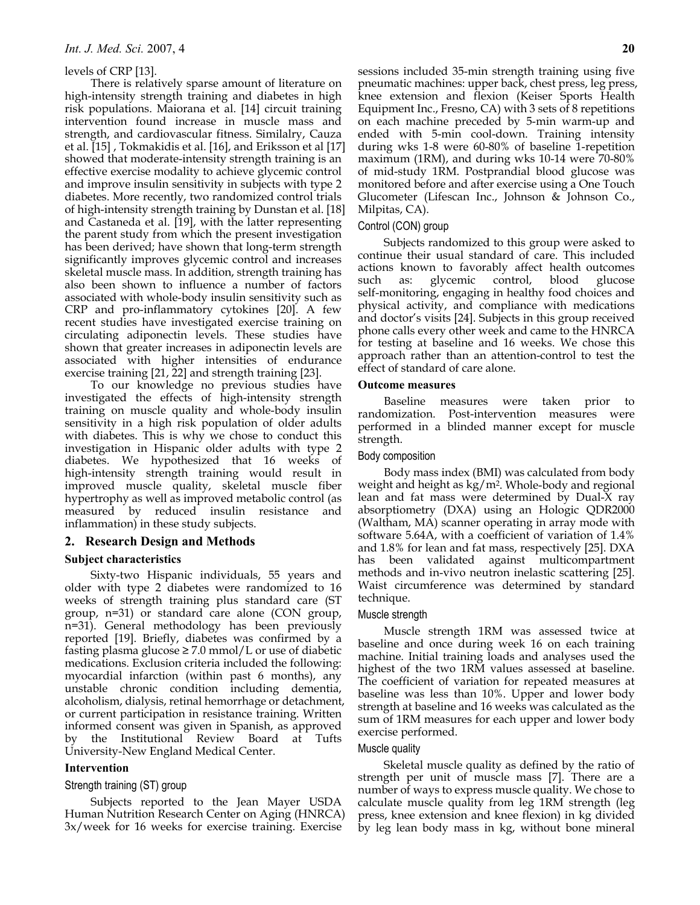levels of CRP [13].

There is relatively sparse amount of literature on high-intensity strength training and diabetes in high risk populations. Maiorana et al. [14] circuit training intervention found increase in muscle mass and strength, and cardiovascular fitness. Similalry, Cauza et al. [15] , Tokmakidis et al. [16], and Eriksson et al [17] showed that moderate-intensity strength training is an effective exercise modality to achieve glycemic control and improve insulin sensitivity in subjects with type 2 diabetes. More recently, two randomized control trials of high-intensity strength training by Dunstan et al. [18] and Castaneda et al. [19], with the latter representing the parent study from which the present investigation has been derived; have shown that long-term strength significantly improves glycemic control and increases skeletal muscle mass. In addition, strength training has also been shown to influence a number of factors associated with whole-body insulin sensitivity such as CRP and pro-inflammatory cytokines [20]. A few recent studies have investigated exercise training on circulating adiponectin levels. These studies have shown that greater increases in adiponectin levels are associated with higher intensities of endurance exercise training [21, 22] and strength training [23].

To our knowledge no previous studies have investigated the effects of high-intensity strength training on muscle quality and whole-body insulin sensitivity in a high risk population of older adults with diabetes. This is why we chose to conduct this investigation in Hispanic older adults with type 2 diabetes. We hypothesized that 16 weeks of high-intensity strength training would result in improved muscle quality, skeletal muscle fiber hypertrophy as well as improved metabolic control (as measured by reduced insulin resistance and inflammation) in these study subjects.

## 2. Research Design and Methods

### Subject characteristics

Sixty-two Hispanic individuals, 55 years and older with type 2 diabetes were randomized to 16 weeks of strength training plus standard care (ST group, n=31) or standard care alone (CON group, n=31). General methodology has been previously reported [19]. Briefly, diabetes was confirmed by a fasting plasma glucose ≥ 7.0 mmol/L or use of diabetic medications. Exclusion criteria included the following: myocardial infarction (within past 6 months), any unstable chronic condition including dementia, alcoholism, dialysis, retinal hemorrhage or detachment, or current participation in resistance training. Written informed consent was given in Spanish, as approved by the Institutional Review Board at Tufts University-New England Medical Center.

### Intervention

#### Strength training (ST) group

Subjects reported to the Jean Mayer USDA Human Nutrition Research Center on Aging (HNRCA) 3x/week for 16 weeks for exercise training. Exercise sessions included 35-min strength training using five pneumatic machines: upper back, chest press, leg press, knee extension and flexion (Keiser Sports Health Equipment Inc., Fresno, CA) with 3 sets of 8 repetitions on each machine preceded by 5-min warm-up and ended with 5-min cool-down. Training intensity during wks 1-8 were 60-80% of baseline 1-repetition maximum (1RM), and during wks 10-14 were 70-80% of mid-study 1RM. Postprandial blood glucose was monitored before and after exercise using a One Touch Glucometer (Lifescan Inc., Johnson & Johnson Co., Milpitas, CA).

#### Control (CON) group

Subjects randomized to this group were asked to continue their usual standard of care. This included actions known to favorably affect health outcomes such as: glycemic control, blood glucose self-monitoring, engaging in healthy food choices and physical activity, and compliance with medications and doctor's visits [24]. Subjects in this group received phone calls every other week and came to the HNRCA for testing at baseline and 16 weeks. We chose this approach rather than an attention-control to test the effect of standard of care alone.

### Outcome measures

Baseline measures were taken prior to randomization. Post-intervention measures were performed in a blinded manner except for muscle strength.

#### Body composition

Body mass index (BMI) was calculated from body weight and height as kg/m$^2$. Whole-body and regional lean and fat mass were determined by Dual-X ray absorptiometry (DXA) using an Hologic QDR2000 (Waltham, MA) scanner operating in array mode with software 5.64A, with a coefficient of variation of 1.4% and 1.8% for lean and fat mass, respectively [25]. DXA has been validated against multicompartment methods and in-vivo neutron inelastic scattering [25]. Waist circumference was determined by standard technique.

#### Muscle strength

Muscle strength 1RM was assessed twice at baseline and once during week 16 on each training machine. Initial training loads and analyses used the highest of the two 1RM values assessed at baseline. The coefficient of variation for repeated measures at baseline was less than 10%. Upper and lower body strength at baseline and 16 weeks was calculated as the sum of 1RM measures for each upper and lower body exercise performed.

#### Muscle quality

Skeletal muscle quality as defined by the ratio of strength per unit of muscle mass [7]. There are a number of ways to express muscle quality. We chose to calculate muscle quality from leg 1RM strength (leg press, knee extension and knee flexion) in kg divided by leg lean body mass in kg, without bone mineral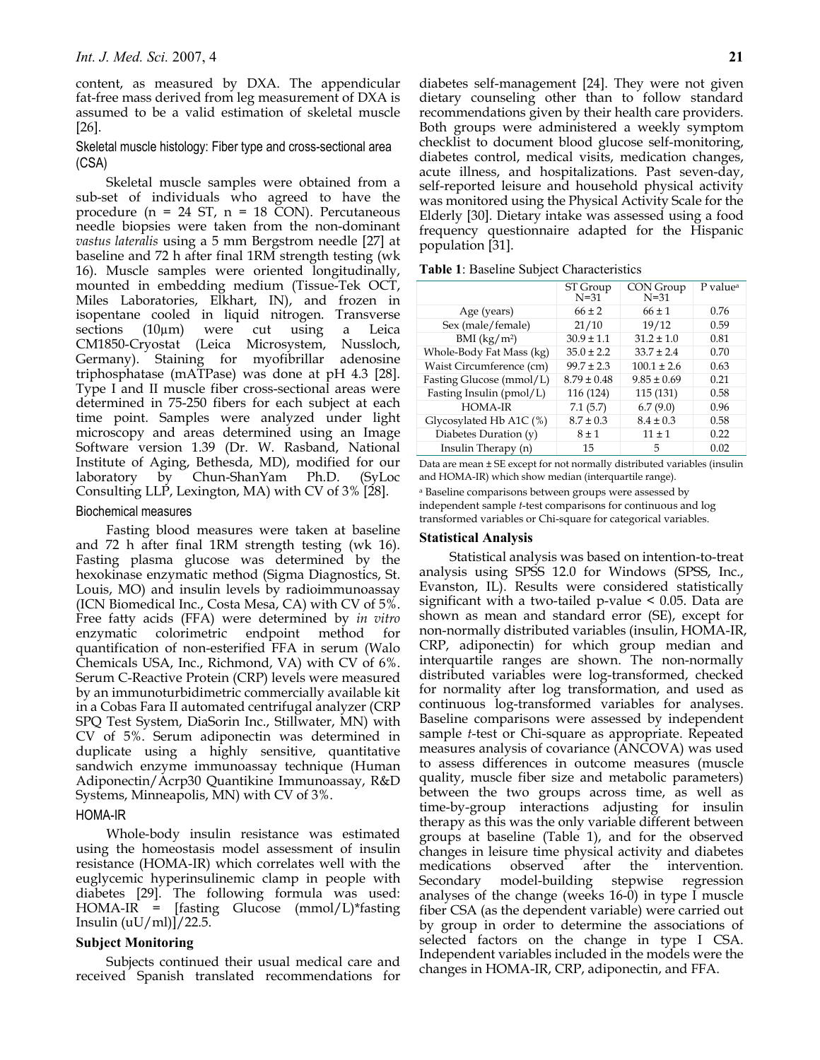content, as measured by DXA. The appendicular fat-free mass derived from leg measurement of DXA is assumed to be a valid estimation of skeletal muscle [26].

### Skeletal muscle histology: Fiber type and cross-sectional area (CSA)

Skeletal muscle samples were obtained from a sub-set of individuals who agreed to have the procedure (n = 24 ST, n = 18 CON). Percutaneous needle biopsies were taken from the non-dominant *vastus lateralis* using a 5 mm Bergstrom needle [27] at baseline and 72 h after final 1RM strength testing (wk 16). Muscle samples were oriented longitudinally, mounted in embedding medium (Tissue-Tek OCT, Miles Laboratories, Elkhart, IN), and frozen in isopentane cooled in liquid nitrogen. Transverse sections (10μm) were cut using a Leica CM1850-Cryostat (Leica Microsystem, Nussloch, Germany). Staining for myofibrillar adenosine triphosphatase (mATPase) was done at pH 4.3 [28]. Type I and II muscle fiber cross-sectional areas were determined in 75-250 fibers for each subject at each time point. Samples were analyzed under light microscopy and areas determined using an Image Software version 1.39 (Dr. W. Rasband, National Institute of Aging, Bethesda, MD), modified for our laboratory by Chun-ShanYam Ph.D. (SyLoc Consulting LLP, Lexington, MA) with CV of 3% [28].

### Biochemical measures

Fasting blood measures were taken at baseline and 72 h after final 1RM strength testing (wk 16). Fasting plasma glucose was determined by the hexokinase enzymatic method (Sigma Diagnostics, St. Louis, MO) and insulin levels by radioimmunoassay (ICN Biomedical Inc., Costa Mesa, CA) with CV of 5%. Free fatty acids (FFA) were determined by *in vitro* enzymatic colorimetric endpoint method for quantification of non-esterified FFA in serum (Walo Chemicals USA, Inc., Richmond, VA) with CV of 6%. Serum C-Reactive Protein (CRP) levels were measured by an immunoturbidimetric commercially available kit in a Cobas Fara II automated centrifugal analyzer (CRP SPQ Test System, DiaSorin Inc., Stillwater, MN) with CV of 5%. Serum adiponectin was determined in duplicate using a highly sensitive, quantitative sandwich enzyme immunoassay technique (Human Adiponectin/Acrp30 Quantikine Immunoassay, R&D Systems, Minneapolis, MN) with CV of 3%.

### HOMA-IR

Whole-body insulin resistance was estimated using the homeostasis model assessment of insulin resistance (HOMA-IR) which correlates well with the euglycemic hyperinsulinemic clamp in people with diabetes [29]. The following formula was used: HOMA-IR = [fasting Glucose (mmol/L)*fasting Insulin (uU/ml)]/22.5.

## Subject Monitoring

Subjects continued their usual medical care and received Spanish translated recommendations for diabetes self-management [24]. They were not given dietary counseling other than to follow standard recommendations given by their health care providers. Both groups were administered a weekly symptom checklist to document blood glucose self-monitoring, diabetes control, medical visits, medication changes, acute illness, and hospitalizations. Past seven-day, self-reported leisure and household physical activity was monitored using the Physical Activity Scale for the Elderly [30]. Dietary intake was assessed using a food frequency questionnaire adapted for the Hispanic population [31].

**Table 1**: Baseline Subject Characteristics

| | ST Group N=31 | CON Group N=31 | P value[a] |
|---|---|---|---|
| Age (years) | 66 ± 2 | 66 ± 1 | 0.76 |
| Sex (male/female) | 21/10 | 19/12 | 0.59 |
| BMI (kg/m$^2$) | 30.9 ± 1.1 | 31.2 ± 1.0 | 0.81 |
| Whole-Body Fat Mass (kg) | 35.0 ± 2.2 | 33.7 ± 2.4 | 0.70 |
| Waist Circumference (cm) | 99.7 ± 2.3 | 100.1 ± 2.6 | 0.63 |
| Fasting Glucose (mmol/L) | 8.79 ± 0.48 | 9.85 ± 0.69 | 0.21 |
| Fasting Insulin (pmol/L) | 116 (124) | 115 (131) | 0.58 |
| HOMA-IR | 7.1 (5.7) | 6.7 (9.0) | 0.96 |
| Glycosylated Hb A1C (%) | 8.7 ± 0.3 | 8.4 ± 0.3 | 0.58 |
| Diabetes Duration (y) | 8 ± 1 | 11 ± 1 | 0.22 |
| Insulin Therapy (n) | 15 | 5 | 0.02 |

Data are mean ± SE except for not normally distributed variables (insulin and HOMA-IR) which show median (interquartile range).

[a] Baseline comparisons between groups were assessed by independent sample *t*-test comparisons for continuous and log transformed variables or Chi-square for categorical variables.

## Statistical Analysis

Statistical analysis was based on intention-to-treat analysis using SPSS 12.0 for Windows (SPSS, Inc., Evanston, IL). Results were considered statistically significant with a two-tailed p-value < 0.05. Data are shown as mean and standard error (SE), except for non-normally distributed variables (insulin, HOMA-IR, CRP, adiponectin) for which group median and interquartile ranges are shown. The non-normally distributed variables were log-transformed, checked for normality after log transformation, and used as continuous log-transformed variables for analyses. Baseline comparisons were assessed by independent sample *t*-test or Chi-square as appropriate. Repeated measures analysis of covariance (ANCOVA) was used to assess differences in outcome measures (muscle quality, muscle fiber size and metabolic parameters) between the two groups across time, as well as time-by-group interactions adjusting for insulin therapy as this was the only variable different between groups at baseline (Table 1), and for the observed changes in leisure time physical activity and diabetes medications observed after the intervention. Secondary model-building stepwise regression analyses of the change (weeks 16-0) in type I muscle fiber CSA (as the dependent variable) were carried out by group in order to determine the associations of selected factors on the change in type I CSA. Independent variables included in the models were the changes in HOMA-IR, CRP, adiponectin, and FFA.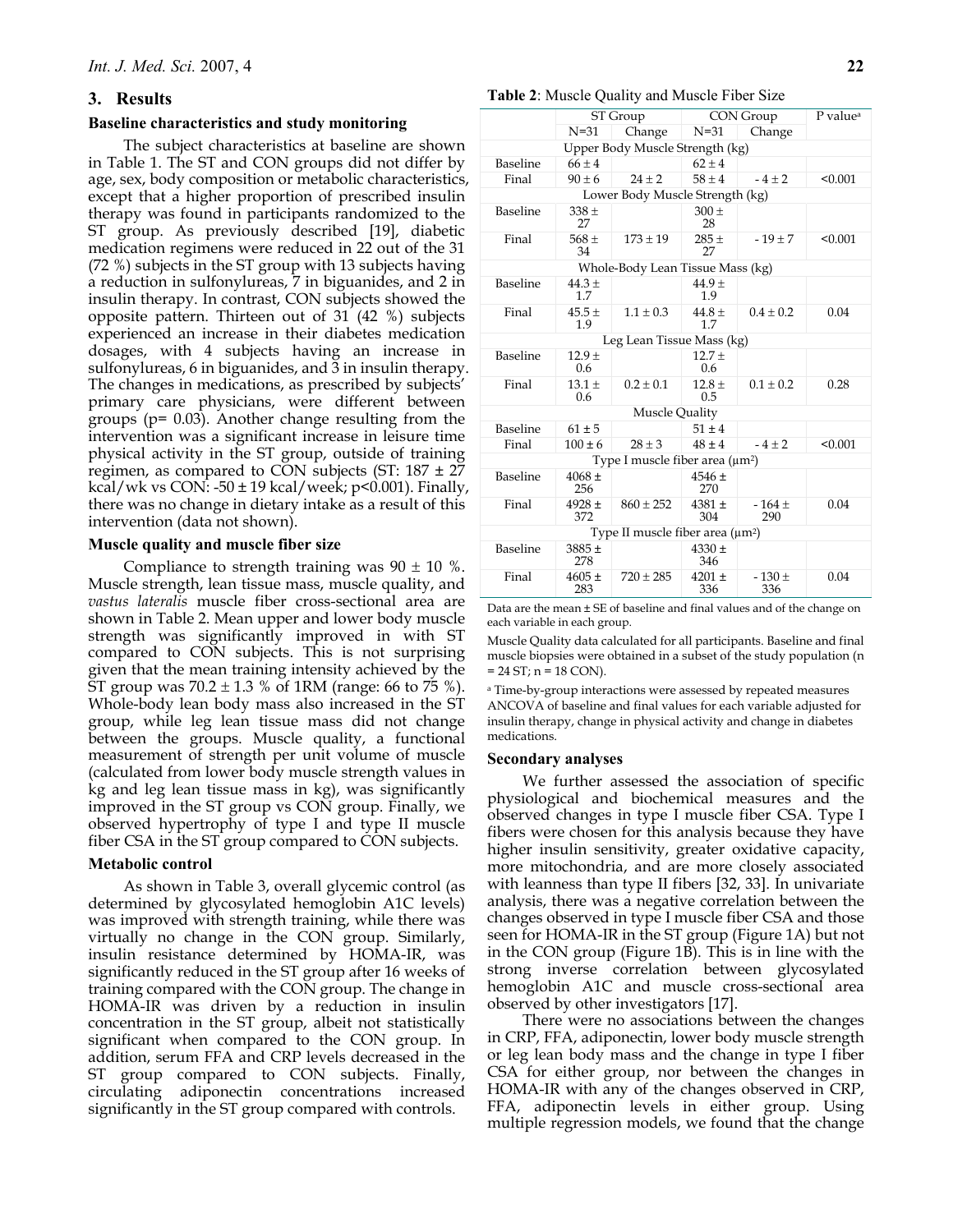## 3. Results

### Baseline characteristics and study monitoring

The subject characteristics at baseline are shown in Table 1. The ST and CON groups did not differ by age, sex, body composition or metabolic characteristics, except that a higher proportion of prescribed insulin therapy was found in participants randomized to the ST group. As previously described [19], diabetic medication regimens were reduced in 22 out of the 31 (72 %) subjects in the ST group with 13 subjects having a reduction in sulfonylureas, 7 in biguanides, and 2 in insulin therapy. In contrast, CON subjects showed the opposite pattern. Thirteen out of 31 (42 %) subjects experienced an increase in their diabetes medication dosages, with 4 subjects having an increase in sulfonylureas, 6 in biguanides, and 3 in insulin therapy. The changes in medications, as prescribed by subjects' primary care physicians, were different between groups (p= 0.03). Another change resulting from the intervention was a significant increase in leisure time physical activity in the ST group, outside of training regimen, as compared to CON subjects (ST: 187 ± 27 kcal/wk vs CON: -50 ± 19 kcal/week; p<0.001). Finally, there was no change in dietary intake as a result of this intervention (data not shown).

### Muscle quality and muscle fiber size

Compliance to strength training was 90 ± 10 %. Muscle strength, lean tissue mass, muscle quality, and *vastus lateralis* muscle fiber cross-sectional area are shown in Table 2. Mean upper and lower body muscle strength was significantly improved in with ST compared to CON subjects. This is not surprising given that the mean training intensity achieved by the ST group was 70.2 ± 1.3 % of 1RM (range: 66 to 75 %). Whole-body lean body mass also increased in the ST group, while leg lean tissue mass did not change between the groups. Muscle quality, a functional measurement of strength per unit volume of muscle (calculated from lower body muscle strength values in kg and leg lean tissue mass in kg), was significantly improved in the ST group vs CON group. Finally, we observed hypertrophy of type I and type II muscle fiber CSA in the ST group compared to CON subjects.

### Metabolic control

As shown in Table 3, overall glycemic control (as determined by glycosylated hemoglobin A1C levels) was improved with strength training, while there was virtually no change in the CON group. Similarly, insulin resistance determined by HOMA-IR, was significantly reduced in the ST group after 16 weeks of training compared with the CON group. The change in HOMA-IR was driven by a reduction in insulin concentration in the ST group, albeit not statistically significant when compared to the CON group. In addition, serum FFA and CRP levels decreased in the ST group compared to CON subjects. Finally, circulating adiponectin concentrations increased significantly in the ST group compared with controls.

**Table 2**: Muscle Quality and Muscle Fiber Size

| | ST Group | | CON Group | | P value[a] |
|---|---|---|---|---|---|
| | N=31 | Change | N=31 | Change | |
| **Upper Body Muscle Strength (kg)** | | | | | |
| Baseline | 66 ± 4 | | 62 ± 4 | | |
| Final | 90 ± 6 | 24 ± 2 | 58 ± 4 | - 4 ± 2 | <0.001 |
| **Lower Body Muscle Strength (kg)** | | | | | |
| Baseline | 338 ± 27 | | 300 ± 28 | | |
| Final | 568 ± 34 | 173 ± 19 | 285 ± 27 | - 19 ± 7 | <0.001 |
| **Whole-Body Lean Tissue Mass (kg)** | | | | | |
| Baseline | 44.3 ± 1.7 | | 44.9 ± 1.9 | | |
| Final | 45.5 ± 1.9 | 1.1 ± 0.3 | 44.8 ± 1.7 | 0.4 ± 0.2 | 0.04 |
| **Leg Lean Tissue Mass (kg)** | | | | | |
| Baseline | 12.9 ± 0.6 | | 12.7 ± 0.6 | | |
| Final | 13.1 ± 0.6 | 0.2 ± 0.1 | 12.8 ± 0.5 | 0.1 ± 0.2 | 0.28 |
| **Muscle Quality** | | | | | |
| Baseline | 61 ± 5 | | 51 ± 4 | | |
| Final | 100 ± 6 | 28 ± 3 | 48 ± 4 | - 4 ± 2 | <0.001 |
| **Type I muscle fiber area (μm²)** | | | | | |
| Baseline | 4068 ± 256 | | 4546 ± 270 | | |
| Final | 4928 ± 372 | 860 ± 252 | 4381 ± 304 | - 164 ± 290 | 0.04 |
| **Type II muscle fiber area (μm²)** | | | | | |
| Baseline | 3885 ± 278 | | 4330 ± 346 | | |
| Final | 4605 ± 283 | 720 ± 285 | 4201 ± 336 | - 130 ± 336 | 0.04 |

Data are the mean ± SE of baseline and final values and of the change on each variable in each group.

Muscle Quality data calculated for all participants. Baseline and final muscle biopsies were obtained in a subset of the study population (n = 24 ST; n = 18 CON).

[a] Time-by-group interactions were assessed by repeated measures ANCOVA of baseline and final values for each variable adjusted for insulin therapy, change in physical activity and change in diabetes medications.

### Secondary analyses

We further assessed the association of specific physiological and biochemical measures and the observed changes in type I muscle fiber CSA. Type I fibers were chosen for this analysis because they have higher insulin sensitivity, greater oxidative capacity, more mitochondria, and are more closely associated with leanness than type II fibers [32, 33]. In univariate analysis, there was a negative correlation between the changes observed in type I muscle fiber CSA and those seen for HOMA-IR in the ST group (Figure 1A) but not in the CON group (Figure 1B). This is in line with the strong inverse correlation between glycosylated hemoglobin A1C and muscle cross-sectional area observed by other investigators [17].

There were no associations between the changes in CRP, FFA, adiponectin, lower body muscle strength or leg lean body mass and the change in type I fiber CSA for either group, nor between the changes in HOMA-IR with any of the changes observed in CRP, FFA, adiponectin levels in either group. Using multiple regression models, we found that the change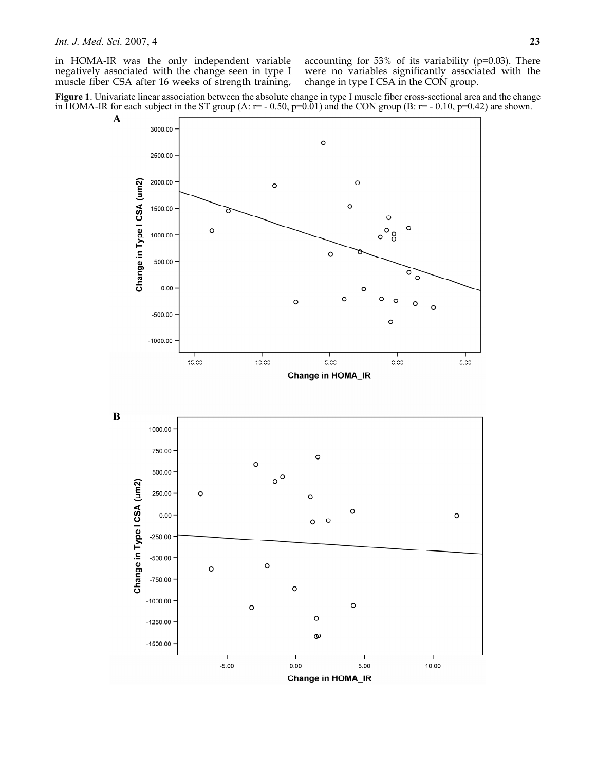in HOMA-IR was the only independent variable negatively associated with the change seen in type I muscle fiber CSA after 16 weeks of strength training, accounting for 53% of its variability (p=0.03). There were no variables significantly associated with the change in type I CSA in the CON group.

**Figure 1**. Univariate linear association between the absolute change in type I muscle fiber cross-sectional area and the change in HOMA-IR for each subject in the ST group (A: r= - 0.50, p=0.01) and the CON group (B: r= - 0.10, p=0.42) are shown.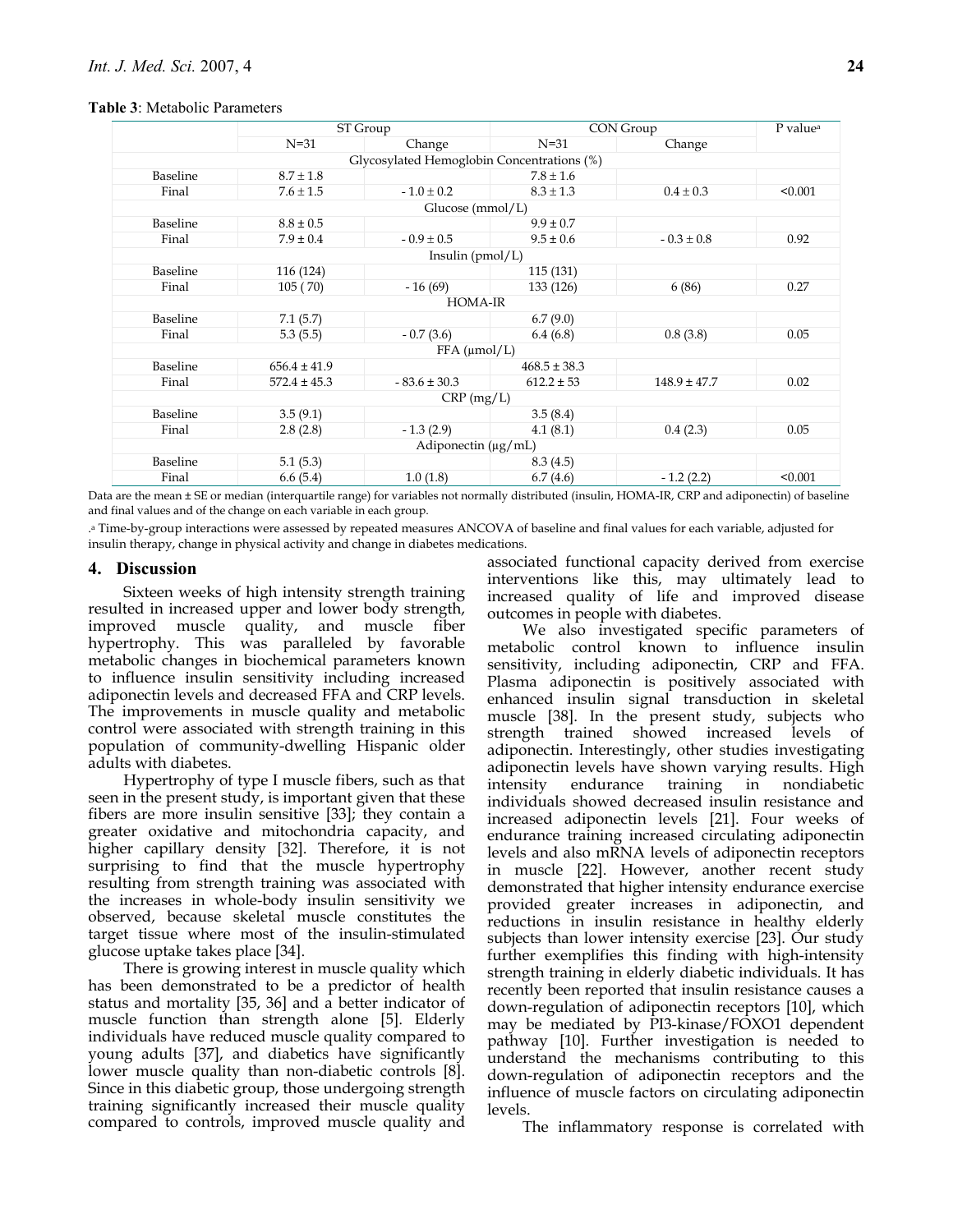**Table 3**: Metabolic Parameters

| | ST Group | | CON Group | | P value[a] |
|---|---|---|---|---|---|
| | N=31 | Change | N=31 | Change | |
| Glycosylated Hemoglobin Concentrations (%) | | | | | |
| Baseline | 8.7 ± 1.8 | | 7.8 ± 1.6 | | |
| Final | 7.6 ± 1.5 | - 1.0 ± 0.2 | 8.3 ± 1.3 | 0.4 ± 0.3 | <0.001 |
| Glucose (mmol/L) | | | | | |
| Baseline | 8.8 ± 0.5 | | 9.9 ± 0.7 | | |
| Final | 7.9 ± 0.4 | - 0.9 ± 0.5 | 9.5 ± 0.6 | - 0.3 ± 0.8 | 0.92 |
| Insulin (pmol/L) | | | | | |
| Baseline | 116 (124) | | 115 (131) | | |
| Final | 105 ( 70) | - 16 (69) | 133 (126) | 6 (86) | 0.27 |
| HOMA-IR | | | | | |
| Baseline | 7.1 (5.7) | | 6.7 (9.0) | | |
| Final | 5.3 (5.5) | - 0.7 (3.6) | 6.4 (6.8) | 0.8 (3.8) | 0.05 |
| FFA (μmol/L) | | | | | |
| Baseline | 656.4 ± 41.9 | | 468.5 ± 38.3 | | |
| Final | 572.4 ± 45.3 | - 83.6 ± 30.3 | 612.2 ± 53 | 148.9 ± 47.7 | 0.02 |
| CRP (mg/L) | | | | | |
| Baseline | 3.5 (9.1) | | 3.5 (8.4) | | |
| Final | 2.8 (2.8) | - 1.3 (2.9) | 4.1 (8.1) | 0.4 (2.3) | 0.05 |
| Adiponectin (μg/mL) | | | | | |
| Baseline | 5.1 (5.3) | | 8.3 (4.5) | | |
| Final | 6.6 (5.4) | 1.0 (1.8) | 6.7 (4.6) | - 1.2 (2.2) | <0.001 |

Data are the mean ± SE or median (interquartile range) for variables not normally distributed (insulin, HOMA-IR, CRP and adiponectin) of baseline and final values and of the change on each variable in each group.

[a] Time-by-group interactions were assessed by repeated measures ANCOVA of baseline and final values for each variable, adjusted for insulin therapy, change in physical activity and change in diabetes medications.

## 4. Discussion

Sixteen weeks of high intensity strength training resulted in increased upper and lower body strength, improved muscle quality, and muscle fiber hypertrophy. This was paralleled by favorable metabolic changes in biochemical parameters known to influence insulin sensitivity including increased adiponectin levels and decreased FFA and CRP levels. The improvements in muscle quality and metabolic control were associated with strength training in this population of community-dwelling Hispanic older adults with diabetes.

Hypertrophy of type I muscle fibers, such as that seen in the present study, is important given that these fibers are more insulin sensitive [33]; they contain a greater oxidative and mitochondria capacity, and higher capillary density [32]. Therefore, it is not surprising to find that the muscle hypertrophy resulting from strength training was associated with the increases in whole-body insulin sensitivity we observed, because skeletal muscle constitutes the target tissue where most of the insulin-stimulated glucose uptake takes place [34].

There is growing interest in muscle quality which has been demonstrated to be a predictor of health status and mortality [35, 36] and a better indicator of muscle function than strength alone [5]. Elderly individuals have reduced muscle quality compared to young adults [37], and diabetics have significantly lower muscle quality than non-diabetic controls [8]. Since in this diabetic group, those undergoing strength training significantly increased their muscle quality compared to controls, improved muscle quality and associated functional capacity derived from exercise interventions like this, may ultimately lead to increased quality of life and improved disease outcomes in people with diabetes.

We also investigated specific parameters of metabolic control known to influence insulin sensitivity, including adiponectin, CRP and FFA. Plasma adiponectin is positively associated with enhanced insulin signal transduction in skeletal muscle [38]. In the present study, subjects who strength trained showed increased levels of adiponectin. Interestingly, other studies investigating adiponectin levels have shown varying results. High intensity endurance training in nondiabetic individuals showed decreased insulin resistance and increased adiponectin levels [21]. Four weeks of endurance training increased circulating adiponectin levels and also mRNA levels of adiponectin receptors in muscle [22]. However, another recent study demonstrated that higher intensity endurance exercise provided greater increases in adiponectin, and reductions in insulin resistance in healthy elderly subjects than lower intensity exercise [23]. Our study further exemplifies this finding with high-intensity strength training in elderly diabetic individuals. It has recently been reported that insulin resistance causes a down-regulation of adiponectin receptors [10], which may be mediated by PI3-kinase/FOXO1 dependent pathway [10]. Further investigation is needed to understand the mechanisms contributing to this down-regulation of adiponectin receptors and the influence of muscle factors on circulating adiponectin levels.

The inflammatory response is correlated with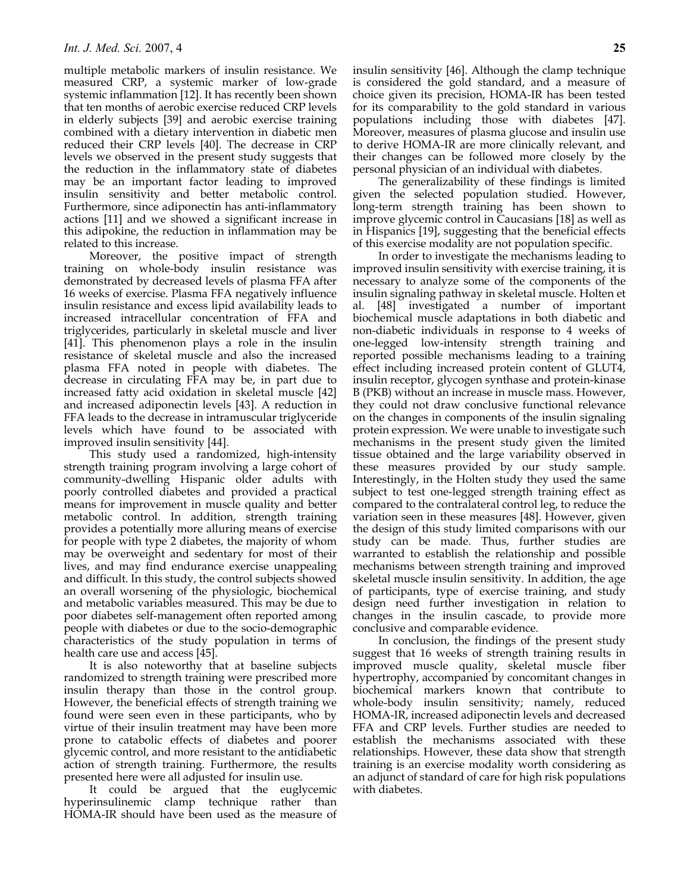multiple metabolic markers of insulin resistance. We measured CRP, a systemic marker of low-grade systemic inflammation [12]. It has recently been shown that ten months of aerobic exercise reduced CRP levels in elderly subjects [39] and aerobic exercise training combined with a dietary intervention in diabetic men reduced their CRP levels [40]. The decrease in CRP levels we observed in the present study suggests that the reduction in the inflammatory state of diabetes may be an important factor leading to improved insulin sensitivity and better metabolic control. Furthermore, since adiponectin has anti-inflammatory actions [11] and we showed a significant increase in this adipokine, the reduction in inflammation may be related to this increase.

Moreover, the positive impact of strength training on whole-body insulin resistance was demonstrated by decreased levels of plasma FFA after 16 weeks of exercise. Plasma FFA negatively influence insulin resistance and excess lipid availability leads to increased intracellular concentration of FFA and triglycerides, particularly in skeletal muscle and liver [41]. This phenomenon plays a role in the insulin resistance of skeletal muscle and also the increased plasma FFA noted in people with diabetes. The decrease in circulating FFA may be, in part due to increased fatty acid oxidation in skeletal muscle [42] and increased adiponectin levels [43]. A reduction in FFA leads to the decrease in intramuscular triglyceride levels which have found to be associated with improved insulin sensitivity [44].

This study used a randomized, high-intensity strength training program involving a large cohort of community-dwelling Hispanic older adults with poorly controlled diabetes and provided a practical means for improvement in muscle quality and better metabolic control. In addition, strength training provides a potentially more alluring means of exercise for people with type 2 diabetes, the majority of whom may be overweight and sedentary for most of their lives, and may find endurance exercise unappealing and difficult. In this study, the control subjects showed an overall worsening of the physiologic, biochemical and metabolic variables measured. This may be due to poor diabetes self-management often reported among people with diabetes or due to the socio-demographic characteristics of the study population in terms of health care use and access [45].

It is also noteworthy that at baseline subjects randomized to strength training were prescribed more insulin therapy than those in the control group. However, the beneficial effects of strength training we found were seen even in these participants, who by virtue of their insulin treatment may have been more prone to catabolic effects of diabetes and poorer glycemic control, and more resistant to the antidiabetic action of strength training. Furthermore, the results presented here were all adjusted for insulin use.

It could be argued that the euglycemic hyperinsulinemic clamp technique rather than HOMA-IR should have been used as the measure of insulin sensitivity [46]. Although the clamp technique is considered the gold standard, and a measure of choice given its precision, HOMA-IR has been tested for its comparability to the gold standard in various populations including those with diabetes [47]. Moreover, measures of plasma glucose and insulin use to derive HOMA-IR are more clinically relevant, and their changes can be followed more closely by the personal physician of an individual with diabetes.

The generalizability of these findings is limited given the selected population studied. However, long-term strength training has been shown to improve glycemic control in Caucasians [18] as well as in Hispanics [19], suggesting that the beneficial effects of this exercise modality are not population specific.

In order to investigate the mechanisms leading to improved insulin sensitivity with exercise training, it is necessary to analyze some of the components of the insulin signaling pathway in skeletal muscle. Holten et al. [48] investigated a number of important biochemical muscle adaptations in both diabetic and non-diabetic individuals in response to 4 weeks of one-legged low-intensity strength training and reported possible mechanisms leading to a training effect including increased protein content of GLUT4, insulin receptor, glycogen synthase and protein-kinase B (PKB) without an increase in muscle mass. However, they could not draw conclusive functional relevance on the changes in components of the insulin signaling protein expression. We were unable to investigate such mechanisms in the present study given the limited tissue obtained and the large variability observed in these measures provided by our study sample. Interestingly, in the Holten study they used the same subject to test one-legged strength training effect as compared to the contralateral control leg, to reduce the variation seen in these measures [48]. However, given the design of this study limited comparisons with our study can be made. Thus, further studies are warranted to establish the relationship and possible mechanisms between strength training and improved skeletal muscle insulin sensitivity. In addition, the age of participants, type of exercise training, and study design need further investigation in relation to changes in the insulin cascade, to provide more conclusive and comparable evidence.

In conclusion, the findings of the present study suggest that 16 weeks of strength training results in improved muscle quality, skeletal muscle fiber hypertrophy, accompanied by concomitant changes in biochemical markers known that contribute to whole-body insulin sensitivity; namely, reduced HOMA-IR, increased adiponectin levels and decreased FFA and CRP levels. Further studies are needed to establish the mechanisms associated with these relationships. However, these data show that strength training is an exercise modality worth considering as an adjunct of standard of care for high risk populations with diabetes.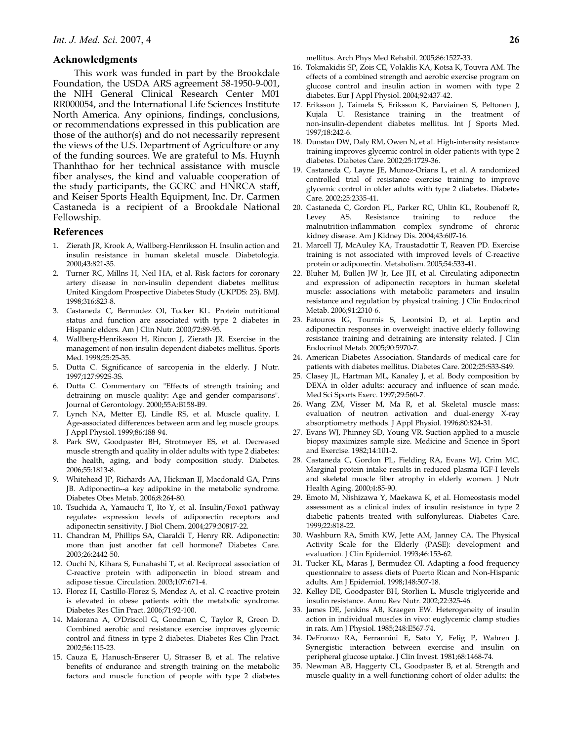## Acknowledgments

This work was funded in part by the Brookdale Foundation, the USDA ARS agreement 58-1950-9-001, the NIH General Clinical Research Center M01 RR000054, and the International Life Sciences Institute North America. Any opinions, findings, conclusions, or recommendations expressed in this publication are those of the author(s) and do not necessarily represent the views of the U.S. Department of Agriculture or any of the funding sources. We are grateful to Ms. Huynh Thanhthao for her technical assistance with muscle fiber analyses, the kind and valuable cooperation of the study participants, the GCRC and HNRCA staff, and Keiser Sports Health Equipment, Inc. Dr. Carmen Castaneda is a recipient of a Brookdale National Fellowship.

## References

1. Zierath JR, Krook A, Wallberg-Henriksson H. Insulin action and insulin resistance in human skeletal muscle. Diabetologia. 2000;43:821-35.
2. Turner RC, Millns H, Neil HA, et al. Risk factors for coronary artery disease in non-insulin dependent diabetes mellitus: United Kingdom Prospective Diabetes Study (UKPDS: 23). BMJ. 1998;316:823-8.
3. Castaneda C, Bermudez OI, Tucker KL. Protein nutritional status and function are associated with type 2 diabetes in Hispanic elders. Am J Clin Nutr. 2000;72:89-95.
4. Wallberg-Henriksson H, Rincon J, Zierath JR. Exercise in the management of non-insulin-dependent diabetes mellitus. Sports Med. 1998;25:25-35.
5. Dutta C. Significance of sarcopenia in the elderly. J Nutr. 1997;127:992S-3S.
6. Dutta C. Commentary on "Effects of strength training and detraining on muscle quality: Age and gender comparisons". Journal of Gerontology. 2000;55A:B158-B9.
7. Lynch NA, Metter EJ, Lindle RS, et al. Muscle quality. I. Age-associated differences between arm and leg muscle groups. J Appl Physiol. 1999;86:188-94.
8. Park SW, Goodpaster BH, Strotmeyer ES, et al. Decreased muscle strength and quality in older adults with type 2 diabetes: the health, aging, and body composition study. Diabetes. 2006;55:1813-8.
9. Whitehead JP, Richards AA, Hickman IJ, Macdonald GA, Prins JB. Adiponectin--a key adipokine in the metabolic syndrome. Diabetes Obes Metab. 2006;8:264-80.
10. Tsuchida A, Yamauchi T, Ito Y, et al. Insulin/Foxo1 pathway regulates expression levels of adiponectin receptors and adiponectin sensitivity. J Biol Chem. 2004;279:30817-22.
11. Chandran M, Phillips SA, Ciaraldi T, Henry RR. Adiponectin: more than just another fat cell hormone? Diabetes Care. 2003;26:2442-50.
12. Ouchi N, Kihara S, Funahashi T, et al. Reciprocal association of C-reactive protein with adiponectin in blood stream and adipose tissue. Circulation. 2003;107:671-4.
13. Florez H, Castillo-Florez S, Mendez A, et al. C-reactive protein is elevated in obese patients with the metabolic syndrome. Diabetes Res Clin Pract. 2006;71:92-100.
14. Maiorana A, O'Driscoll G, Goodman C, Taylor R, Green D. Combined aerobic and resistance exercise improves glycemic control and fitness in type 2 diabetes. Diabetes Res Clin Pract. 2002;56:115-23.
15. Cauza E, Hanusch-Enserer U, Strasser B, et al. The relative benefits of endurance and strength training on the metabolic factors and muscle function of people with type 2 diabetes mellitus. Arch Phys Med Rehabil. 2005;86:1527-33.
16. Tokmakidis SP, Zois CE, Volaklis KA, Kotsa K, Touvra AM. The effects of a combined strength and aerobic exercise program on glucose control and insulin action in women with type 2 diabetes. Eur J Appl Physiol. 2004;92:437-42.
17. Eriksson J, Taimela S, Eriksson K, Parviainen S, Peltonen J, Kujala U. Resistance training in the treatment of non-insulin-dependent diabetes mellitus. Int J Sports Med. 1997;18:242-6.
18. Dunstan DW, Daly RM, Owen N, et al. High-intensity resistance training improves glycemic control in older patients with type 2 diabetes. Diabetes Care. 2002;25:1729-36.
19. Castaneda C, Layne JE, Munoz-Orians L, et al. A randomized controlled trial of resistance exercise training to improve glycemic control in older adults with type 2 diabetes. Diabetes Care. 2002;25:2335-41.
20. Castaneda C, Gordon PL, Parker RC, Uhlin KL, Roubenoff R, Levey AS. Resistance training to reduce the malnutrition-inflammation complex syndrome of chronic kidney disease. Am J Kidney Dis. 2004;43:607-16.
21. Marcell TJ, McAuley KA, Traustadottir T, Reaven PD. Exercise training is not associated with improved levels of C-reactive protein or adiponectin. Metabolism. 2005;54:533-41.
22. Bluher M, Bullen JW Jr, Lee JH, et al. Circulating adiponectin and expression of adiponectin receptors in human skeletal muscle: associations with metabolic parameters and insulin resistance and regulation by physical training. J Clin Endocrinol Metab. 2006;91:2310-6.
23. Fatouros IG, Tournis S, Leontsini D, et al. Leptin and adiponectin responses in overweight inactive elderly following resistance training and detraining are intensity related. J Clin Endocrinol Metab. 2005;90:5970-7.
24. American Diabetes Association. Standards of medical care for patients with diabetes mellitus. Diabetes Care. 2002;25:S33-S49.
25. Clasey JL, Hartman ML, Kanaley J, et al. Body composition by DEXA in older adults: accuracy and influence of scan mode. Med Sci Sports Exerc. 1997;29:560-7.
26. Wang ZM, Visser M, Ma R, et al. Skeletal muscle mass: evaluation of neutron activation and dual-energy X-ray absorptiometry methods. J Appl Physiol. 1996;80:824-31.
27. Evans WJ, Phinney SD, Young VR. Suction applied to a muscle biopsy maximizes sample size. Medicine and Science in Sport and Exercise. 1982;14:101-2.
28. Castaneda C, Gordon PL, Fielding RA, Evans WJ, Crim MC. Marginal protein intake results in reduced plasma IGF-I levels and skeletal muscle fiber atrophy in elderly women. J Nutr Health Aging. 2000;4:85-90.
29. Emoto M, Nishizawa Y, Maekawa K, et al. Homeostasis model assessment as a clinical index of insulin resistance in type 2 diabetic patients treated with sulfonylureas. Diabetes Care. 1999;22:818-22.
30. Washburn RA, Smith KW, Jette AM, Janney CA. The Physical Activity Scale for the Elderly (PASE): development and evaluation. J Clin Epidemiol. 1993;46:153-62.
31. Tucker KL, Maras J, Bermudez OI. Adapting a food frequency questionnaire to assess diets of Puerto Rican and Non-Hispanic adults. Am J Epidemiol. 1998;148:507-18.
32. Kelley DE, Goodpaster BH, Storlien L. Muscle triglyceride and insulin resistance. Annu Rev Nutr. 2002;22:325-46.
33. James DE, Jenkins AB, Kraegen EW. Heterogeneity of insulin action in individual muscles in vivo: euglycemic clamp studies in rats. Am J Physiol. 1985;248:E567-74.
34. DeFronzo RA, Ferrannini E, Sato Y, Felig P, Wahren J. Synergistic interaction between exercise and insulin on peripheral glucose uptake. J Clin Invest. 1981;68:1468-74.
35. Newman AB, Haggerty CL, Goodpaster B, et al. Strength and muscle quality in a well-functioning cohort of older adults: the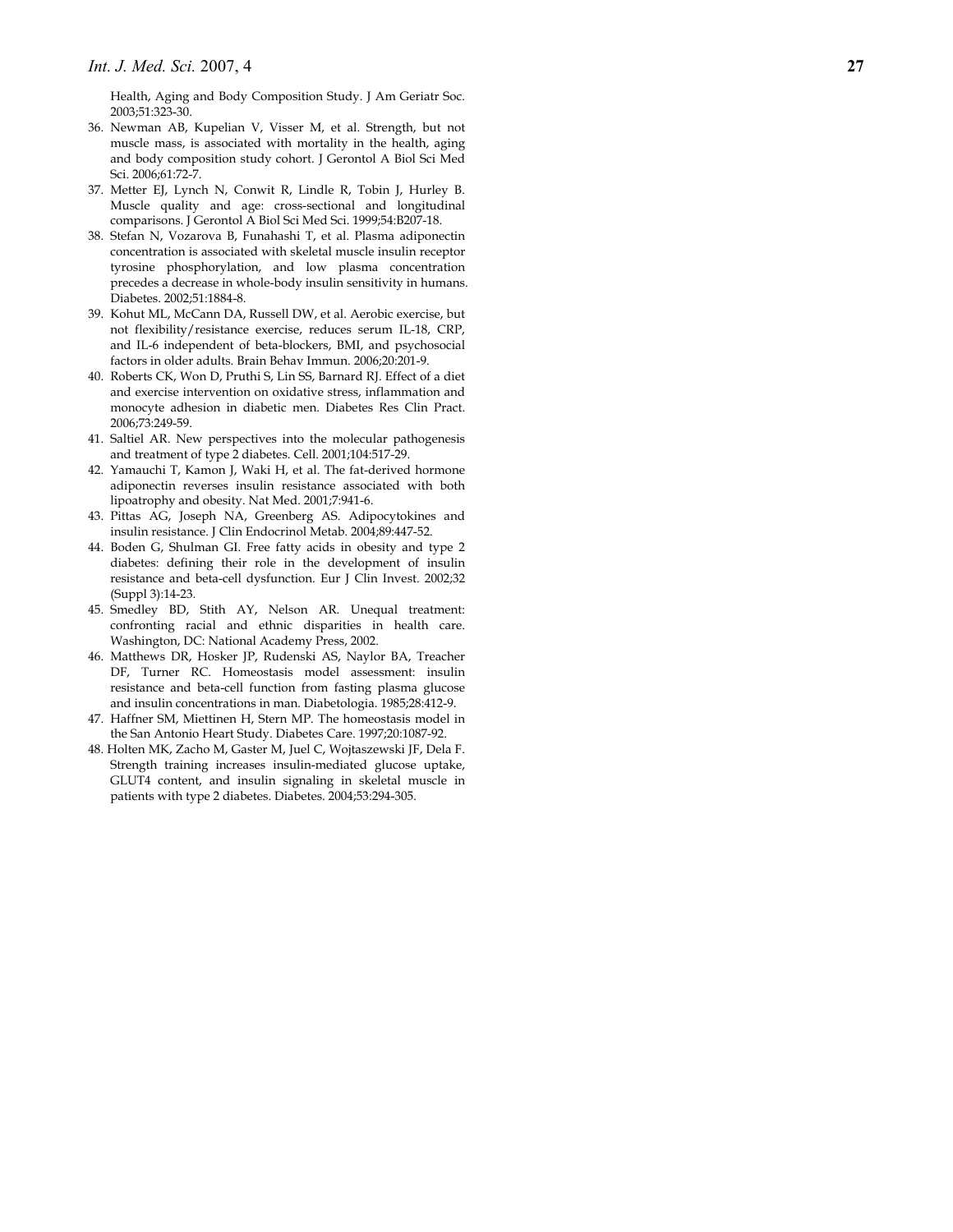Health, Aging and Body Composition Study. J Am Geriatr Soc. 2003;51:323-30.

36. Newman AB, Kupelian V, Visser M, et al. Strength, but not muscle mass, is associated with mortality in the health, aging and body composition study cohort. J Gerontol A Biol Sci Med Sci. 2006;61:72-7.
37. Metter EJ, Lynch N, Conwit R, Lindle R, Tobin J, Hurley B. Muscle quality and age: cross-sectional and longitudinal comparisons. J Gerontol A Biol Sci Med Sci. 1999;54:B207-18.
38. Stefan N, Vozarova B, Funahashi T, et al. Plasma adiponectin concentration is associated with skeletal muscle insulin receptor tyrosine phosphorylation, and low plasma concentration precedes a decrease in whole-body insulin sensitivity in humans. Diabetes. 2002;51:1884-8.
39. Kohut ML, McCann DA, Russell DW, et al. Aerobic exercise, but not flexibility/resistance exercise, reduces serum IL-18, CRP, and IL-6 independent of beta-blockers, BMI, and psychosocial factors in older adults. Brain Behav Immun. 2006;20:201-9.
40. Roberts CK, Won D, Pruthi S, Lin SS, Barnard RJ. Effect of a diet and exercise intervention on oxidative stress, inflammation and monocyte adhesion in diabetic men. Diabetes Res Clin Pract. 2006;73:249-59.
41. Saltiel AR. New perspectives into the molecular pathogenesis and treatment of type 2 diabetes. Cell. 2001;104:517-29.
42. Yamauchi T, Kamon J, Waki H, et al. The fat-derived hormone adiponectin reverses insulin resistance associated with both lipoatrophy and obesity. Nat Med. 2001;7:941-6.
43. Pittas AG, Joseph NA, Greenberg AS. Adipocytokines and insulin resistance. J Clin Endocrinol Metab. 2004;89:447-52.
44. Boden G, Shulman GI. Free fatty acids in obesity and type 2 diabetes: defining their role in the development of insulin resistance and beta-cell dysfunction. Eur J Clin Invest. 2002;32 (Suppl 3):14-23.
45. Smedley BD, Stith AY, Nelson AR. Unequal treatment: confronting racial and ethnic disparities in health care. Washington, DC: National Academy Press, 2002.
46. Matthews DR, Hosker JP, Rudenski AS, Naylor BA, Treacher DF, Turner RC. Homeostasis model assessment: insulin resistance and beta-cell function from fasting plasma glucose and insulin concentrations in man. Diabetologia. 1985;28:412-9.
47. Haffner SM, Miettinen H, Stern MP. The homeostasis model in the San Antonio Heart Study. Diabetes Care. 1997;20:1087-92.
48. Holten MK, Zacho M, Gaster M, Juel C, Wojtaszewski JF, Dela F. Strength training increases insulin-mediated glucose uptake, GLUT4 content, and insulin signaling in skeletal muscle in patients with type 2 diabetes. Diabetes. 2004;53:294-305.